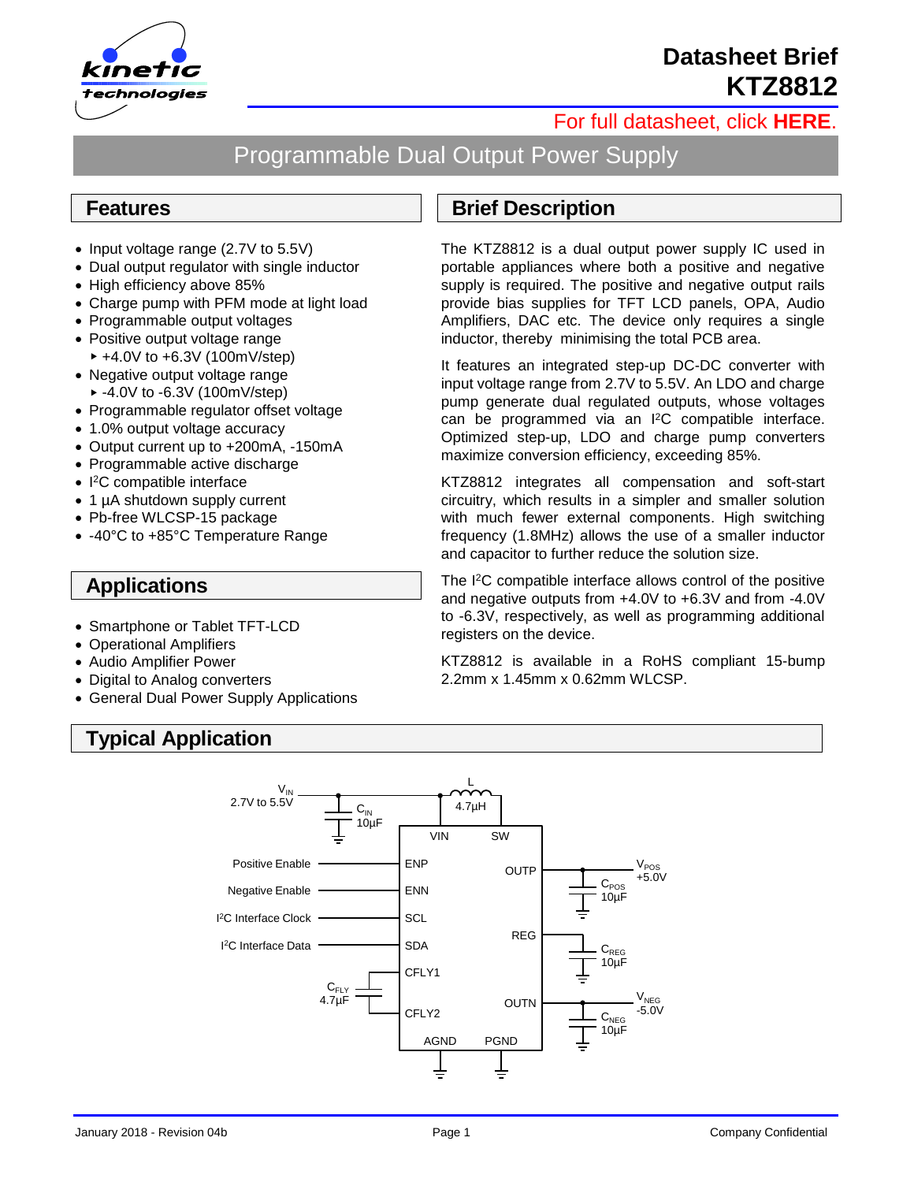# Datasheet Brief KTZ8812

For full datasheet, click **HERE**.

## Programmable Dual Output Power Supply

## Features

- Input voltage range (2.7V to 5.5V)
- Dual output regulator with single inductor
- High efficiency above 85%
- Charge pump with PFM mode at light load
- Programmable output voltages
- Positive output voltage range
  - +4.0V to +6.3V (100mV/step)
- Negative output voltage range
  - -4.0V to -6.3V (100mV/step)
- Programmable regulator offset voltage
- 1.0% output voltage accuracy
- Output current up to +200mA, -150mA
- Programmable active discharge
- I²C compatible interface
- 1 µA shutdown supply current
- Pb-free WLCSP-15 package
- -40°C to +85°C Temperature Range

## Applications

- Smartphone or Tablet TFT-LCD
- Operational Amplifiers
- Audio Amplifier Power
- Digital to Analog converters
- General Dual Power Supply Applications

## Brief Description

The KTZ8812 is a dual output power supply IC used in portable appliances where both a positive and negative supply is required. The positive and negative output rails provide bias supplies for TFT LCD panels, OPA, Audio Amplifiers, DAC etc. The device only requires a single inductor, thereby minimising the total PCB area.

It features an integrated step-up DC-DC converter with input voltage range from 2.7V to 5.5V. An LDO and charge pump generate dual regulated outputs, whose voltages can be programmed via an I²C compatible interface. Optimized step-up, LDO and charge pump converters maximize conversion efficiency, exceeding 85%.

KTZ8812 integrates all compensation and soft-start circuitry, which results in a simpler and smaller solution with much fewer external components. High switching frequency (1.8MHz) allows the use of a smaller inductor and capacitor to further reduce the solution size.

The I²C compatible interface allows control of the positive and negative outputs from +4.0V to +6.3V and from -4.0V to -6.3V, respectively, as well as programming additional registers on the device.

KTZ8812 is available in a RoHS compliant 15-bump 2.2mm x 1.45mm x 0.62mm WLCSP.

## Typical Application

$V_{IN}$ 2.7V to 5.5V; $C_{IN}$ 10µF; L 4.7µH; VIN, SW; Positive Enable – ENP; Negative Enable – ENN; I²C Interface Clock – SCL; I²C Interface Data – SDA; $C_{FLY}$ 4.7µF – CFLY1, CFLY2; OUTP – $V_{POS}$ +5.0V, $C_{POS}$ 10µF; REG – $C_{REG}$ 10µF; OUTN – $V_{NEG}$ -5.0V, $C_{NEG}$ 10µF; AGND; PGND

January 2018 - Revision 04b | Company Confidential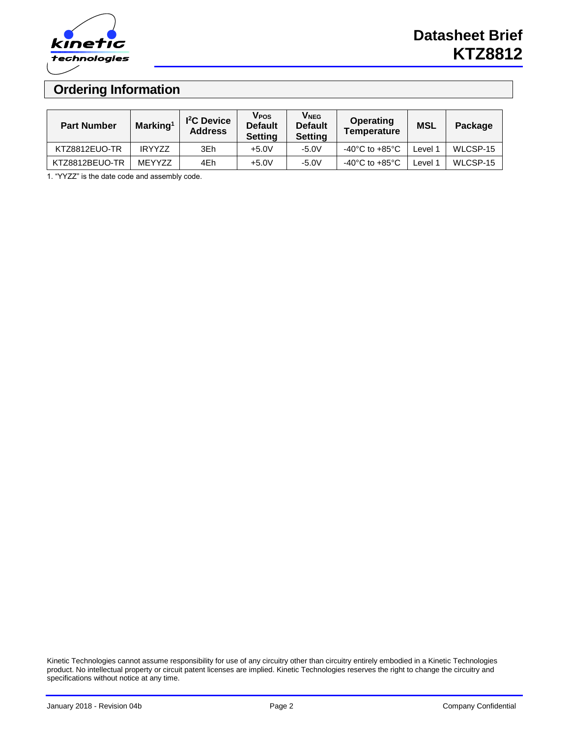## Ordering Information

| Part Number | Marking[1] | I²C Device Address | $V_{POS}$ Default Setting | $V_{NEG}$ Default Setting | Operating Temperature | MSL | Package |
|---|---|---|---|---|---|---|---|
| KTZ8812EUO-TR | IRYYZZ | 3Eh | +5.0V | -5.0V | -40°C to +85°C | Level 1 | WLCSP-15 |
| KTZ8812BEUO-TR | MEYYZZ | 4Eh | +5.0V | -5.0V | -40°C to +85°C | Level 1 | WLCSP-15 |

1. "YYZZ" is the date code and assembly code.

Kinetic Technologies cannot assume responsibility for use of any circuitry other than circuitry entirely embodied in a Kinetic Technologies product. No intellectual property or circuit patent licenses are implied. Kinetic Technologies reserves the right to change the circuitry and specifications without notice at any time.